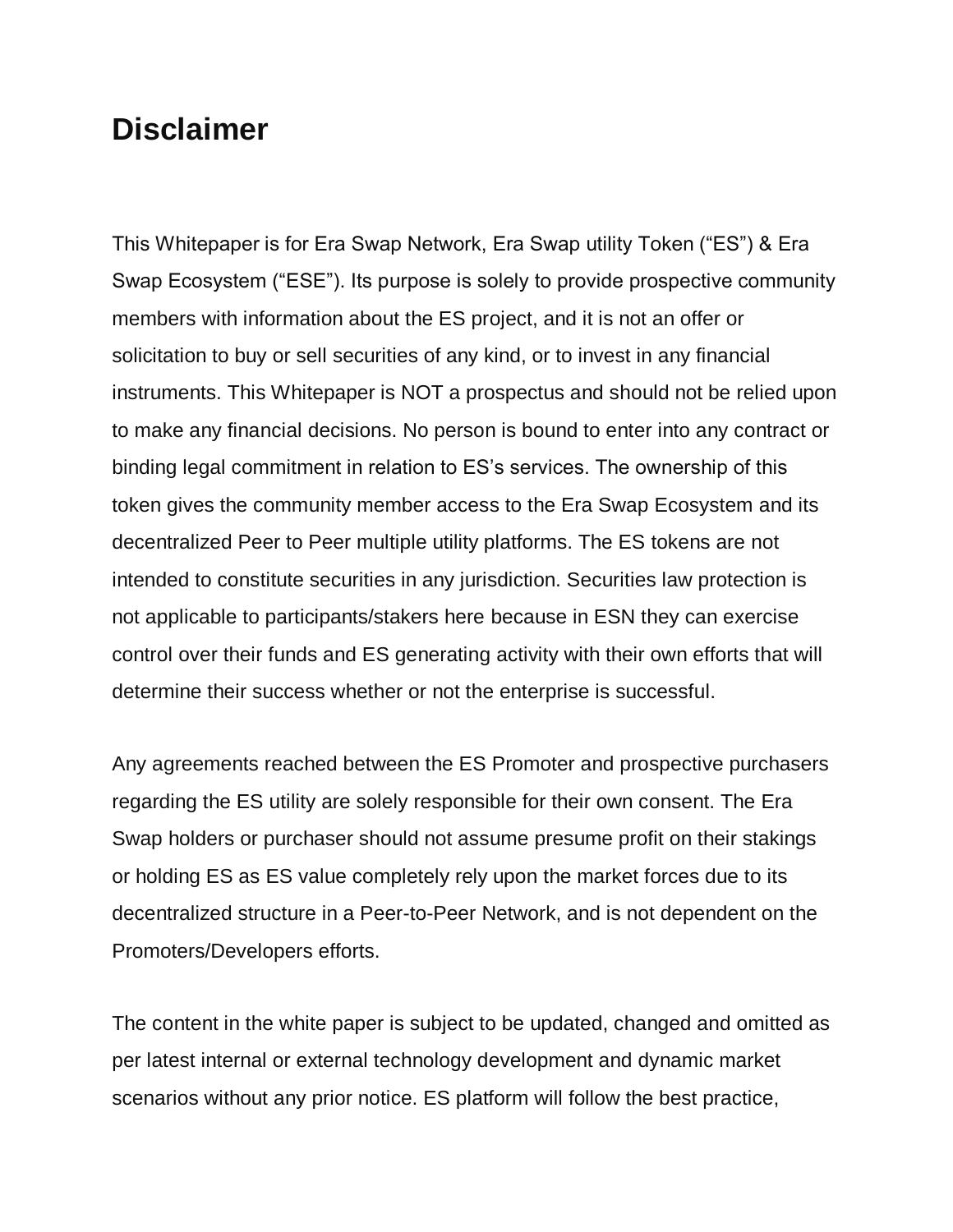# Disclaimer

This Whitepaper is for Era Swap Network, Era Swap utility Token ("ES") & Era Swap Ecosystem ("ESE"). Its purpose is solely to provide prospective community members with information about the ES project, and it is not an offer or solicitation to buy or sell securities of any kind, or to invest in any financial instruments. This Whitepaper is NOT a prospectus and should not be relied upon to make any financial decisions. No person is bound to enter into any contract or binding legal commitment in relation to ES's services. The ownership of this token gives the community member access to the Era Swap Ecosystem and its decentralized Peer to Peer multiple utility platforms. The ES tokens are not intended to constitute securities in any jurisdiction. Securities law protection is not applicable to participants/stakers here because in ESN they can exercise control over their funds and ES generating activity with their own efforts that will determine their success whether or not the enterprise is successful.

Any agreements reached between the ES Promoter and prospective purchasers regarding the ES utility are solely responsible for their own consent. The Era Swap holders or purchaser should not assume presume profit on their stakings or holding ES as ES value completely rely upon the market forces due to its decentralized structure in a Peer-to-Peer Network, and is not dependent on the Promoters/Developers efforts.

The content in the white paper is subject to be updated, changed and omitted as per latest internal or external technology development and dynamic market scenarios without any prior notice. ES platform will follow the best practice,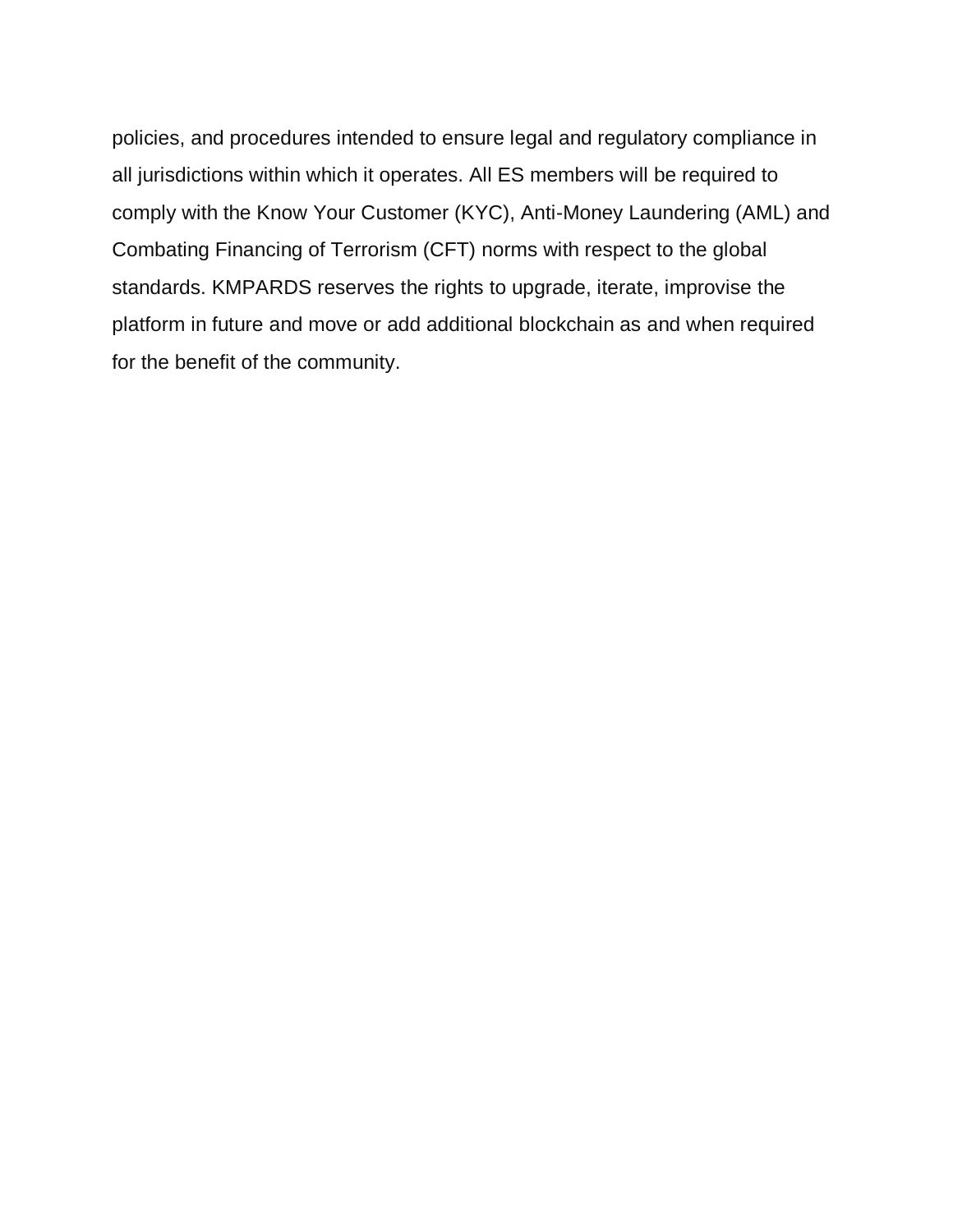policies, and procedures intended to ensure legal and regulatory compliance in all jurisdictions within which it operates. All ES members will be required to comply with the Know Your Customer (KYC), Anti-Money Laundering (AML) and Combating Financing of Terrorism (CFT) norms with respect to the global standards. KMPARDS reserves the rights to upgrade, iterate, improvise the platform in future and move or add additional blockchain as and when required for the benefit of the community.